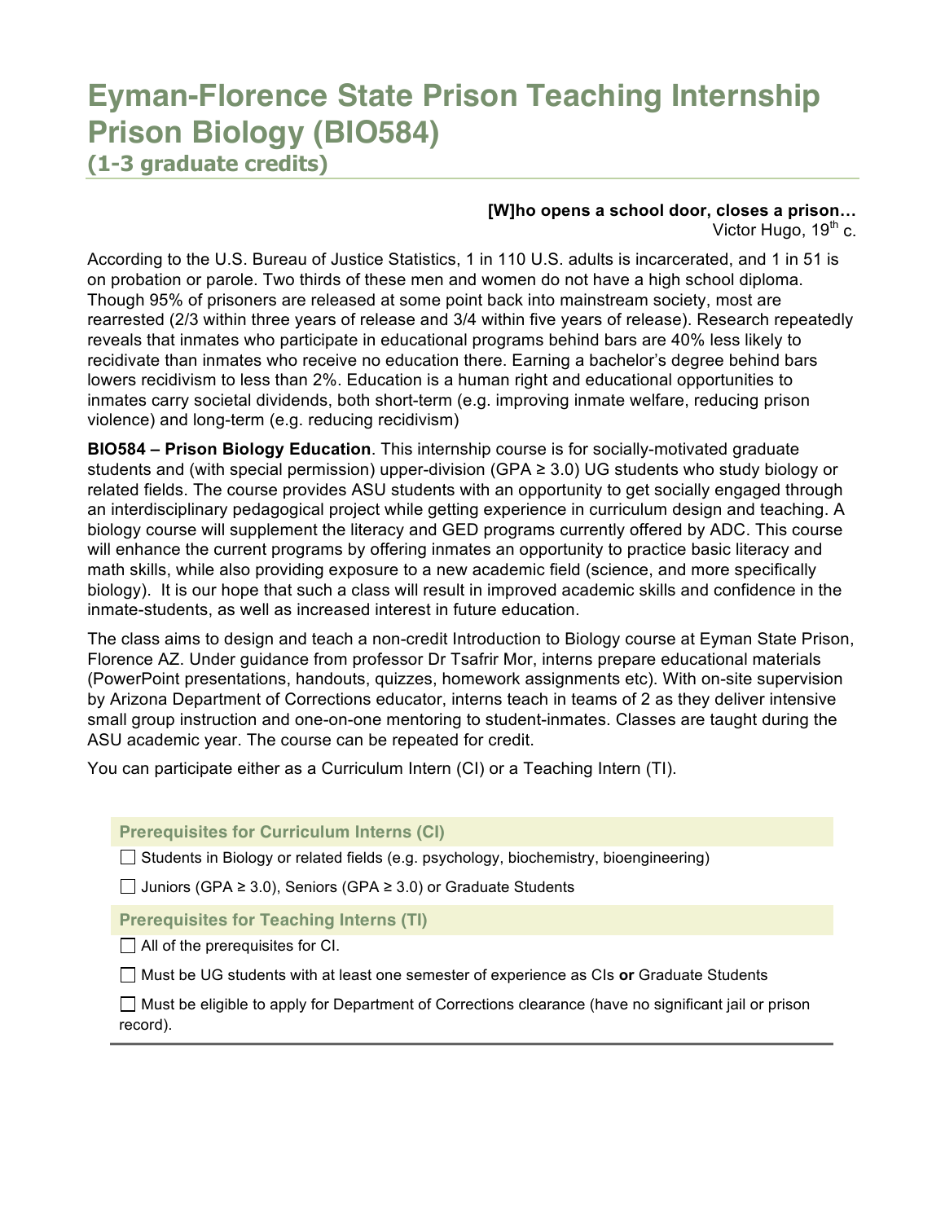# Eyman-Florence State Prison Teaching Internship Prison Biology (BIO584)

## (1-3 graduate credits)

**[W]ho opens a school door, closes a prison…**
Victor Hugo, $19^{th}$ c.

According to the U.S. Bureau of Justice Statistics, 1 in 110 U.S. adults is incarcerated, and 1 in 51 is on probation or parole. Two thirds of these men and women do not have a high school diploma. Though 95% of prisoners are released at some point back into mainstream society, most are rearrested (2/3 within three years of release and 3/4 within five years of release). Research repeatedly reveals that inmates who participate in educational programs behind bars are 40% less likely to recidivate than inmates who receive no education there. Earning a bachelor's degree behind bars lowers recidivism to less than 2%. Education is a human right and educational opportunities to inmates carry societal dividends, both short-term (e.g. improving inmate welfare, reducing prison violence) and long-term (e.g. reducing recidivism)

**BIO584 – Prison Biology Education**. This internship course is for socially-motivated graduate students and (with special permission) upper-division (GPA ≥ 3.0) UG students who study biology or related fields. The course provides ASU students with an opportunity to get socially engaged through an interdisciplinary pedagogical project while getting experience in curriculum design and teaching. A biology course will supplement the literacy and GED programs currently offered by ADC. This course will enhance the current programs by offering inmates an opportunity to practice basic literacy and math skills, while also providing exposure to a new academic field (science, and more specifically biology). It is our hope that such a class will result in improved academic skills and confidence in the inmate-students, as well as increased interest in future education.

The class aims to design and teach a non-credit Introduction to Biology course at Eyman State Prison, Florence AZ. Under guidance from professor Dr Tsafrir Mor, interns prepare educational materials (PowerPoint presentations, handouts, quizzes, homework assignments etc). With on-site supervision by Arizona Department of Corrections educator, interns teach in teams of 2 as they deliver intensive small group instruction and one-on-one mentoring to student-inmates. Classes are taught during the ASU academic year. The course can be repeated for credit.

You can participate either as a Curriculum Intern (CI) or a Teaching Intern (TI).

### Prerequisites for Curriculum Interns (CI)

- ☐ Students in Biology or related fields (e.g. psychology, biochemistry, bioengineering)
- ☐ Juniors (GPA ≥ 3.0), Seniors (GPA ≥ 3.0) or Graduate Students

### Prerequisites for Teaching Interns (TI)

- ☐ All of the prerequisites for CI.
- ☐ Must be UG students with at least one semester of experience as CIs **or** Graduate Students
- ☐ Must be eligible to apply for Department of Corrections clearance (have no significant jail or prison record).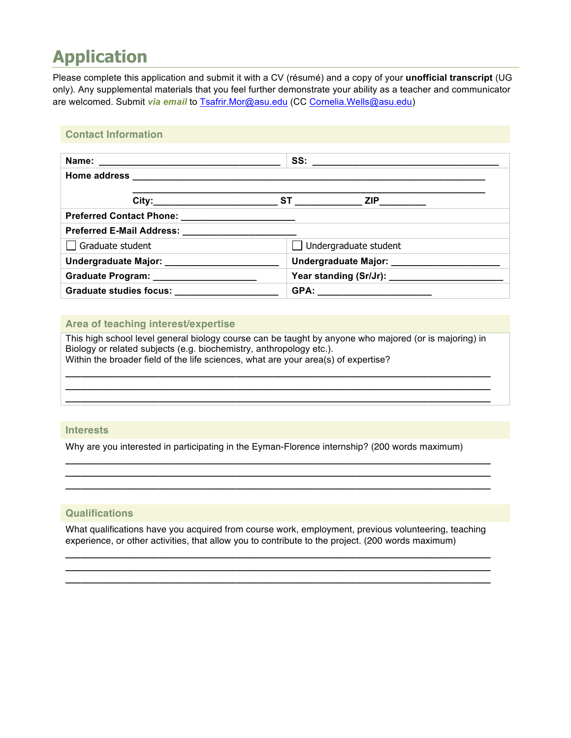# Application

Please complete this application and submit it with a CV (résumé) and a copy of your **unofficial transcript** (UG only). Any supplemental materials that you feel further demonstrate your ability as a teacher and communicator are welcomed. Submit ***via email*** to Tsafrir.Mor@asu.edu (CC Cornelia.Wells@asu.edu)

## Contact Information

| | |
|---|---|
| **Name:** ______________________________ | **SS:** ______________________________ |
| **Home address** ____________________________________________________________ | |
| ____________________________________________________________ | |
| **City:**____________________ **ST** __________ **ZIP**________ | |
| **Preferred Contact Phone:** ____________________ | |
| **Preferred E-Mail Address:** ____________________ | |
| ☐ Graduate student | ☐ Undergraduate student |
| **Undergraduate Major:** ____________________ | **Undergraduate Major:** ____________________ |
| **Graduate Program:** __________________ | **Year standing (Sr/Jr):** ____________________ |
| **Graduate studies focus:** __________________ | **GPA:** ____________________ |

## Area of teaching interest/expertise

This high school level general biology course can be taught by anyone who majored (or is majoring) in Biology or related subjects (e.g. biochemistry, anthropology etc.).
Within the broader field of the life sciences, what are your area(s) of expertise?

____________________________________________________________________________

____________________________________________________________________________

____________________________________________________________________________

## Interests

Why are you interested in participating in the Eyman-Florence internship? (200 words maximum)

____________________________________________________________________________

____________________________________________________________________________

____________________________________________________________________________

## Qualifications

What qualifications have you acquired from course work, employment, previous volunteering, teaching experience, or other activities, that allow you to contribute to the project. (200 words maximum)

____________________________________________________________________________

____________________________________________________________________________

____________________________________________________________________________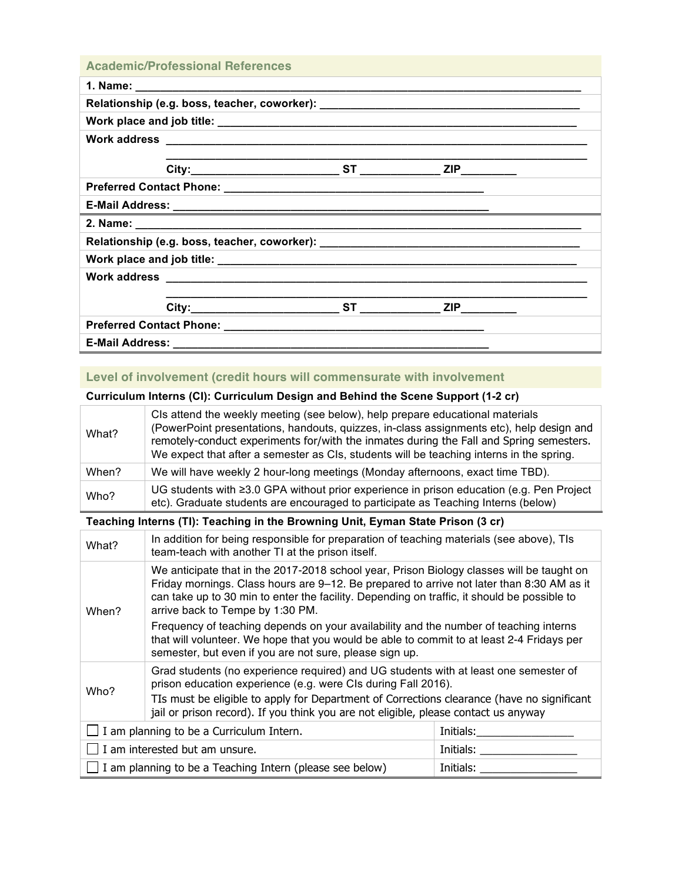## Academic/Professional References

**1. Name:** ______________________________________________________________

**Relationship (e.g. boss, teacher, coworker):** ____________________________________

**Work place and job title:** ______________________________________________

**Work address** _________________________________________________________

_________________________________________________________

**City:**________________________ **ST** _____________ **ZIP**_________

**Preferred Contact Phone:** ____________________________________

**E-Mail Address:** ____________________________________________

**2. Name:** ______________________________________________________________

**Relationship (e.g. boss, teacher, coworker):** ____________________________________

**Work place and job title:** ______________________________________________

**Work address** _________________________________________________________

_________________________________________________________

**City:**________________________ **ST** _____________ **ZIP**_________

**Preferred Contact Phone:** ____________________________________

**E-Mail Address:** ____________________________________________

## Level of involvement (credit hours will commensurate with involvement

**Curriculum Interns (CI): Curriculum Design and Behind the Scene Support (1-2 cr)**

| | |
|---|---|
| What? | CIs attend the weekly meeting (see below), help prepare educational materials (PowerPoint presentations, handouts, quizzes, in-class assignments etc), help design and remotely-conduct experiments for/with the inmates during the Fall and Spring semesters. We expect that after a semester as CIs, students will be teaching interns in the spring. |
| When? | We will have weekly 2 hour-long meetings (Monday afternoons, exact time TBD). |
| Who? | UG students with ≥3.0 GPA without prior experience in prison education (e.g. Pen Project etc). Graduate students are encouraged to participate as Teaching Interns (below) |

**Teaching Interns (TI): Teaching in the Browning Unit, Eyman State Prison (3 cr)**

| | |
|---|---|
| What? | In addition for being responsible for preparation of teaching materials (see above), TIs team-teach with another TI at the prison itself. |
| When? | We anticipate that in the 2017-2018 school year, Prison Biology classes will be taught on Friday mornings. Class hours are 9–12. Be prepared to arrive not later than 8:30 AM as it can take up to 30 min to enter the facility. Depending on traffic, it should be possible to arrive back to Tempe by 1:30 PM. Frequency of teaching depends on your availability and the number of teaching interns that will volunteer. We hope that you would be able to commit to at least 2-4 Fridays per semester, but even if you are not sure, please sign up. |
| Who? | Grad students (no experience required) and UG students with at least one semester of prison education experience (e.g. were CIs during Fall 2016). TIs must be eligible to apply for Department of Corrections clearance (have no significant jail or prison record). If you think you are not eligible, please contact us anyway |

| | |
|---|---|
| ☐ I am planning to be a Curriculum Intern. | Initials:________________ |
| ☐ I am interested but am unsure. | Initials: ________________ |
| ☐ I am planning to be a Teaching Intern (please see below) | Initials: ________________ |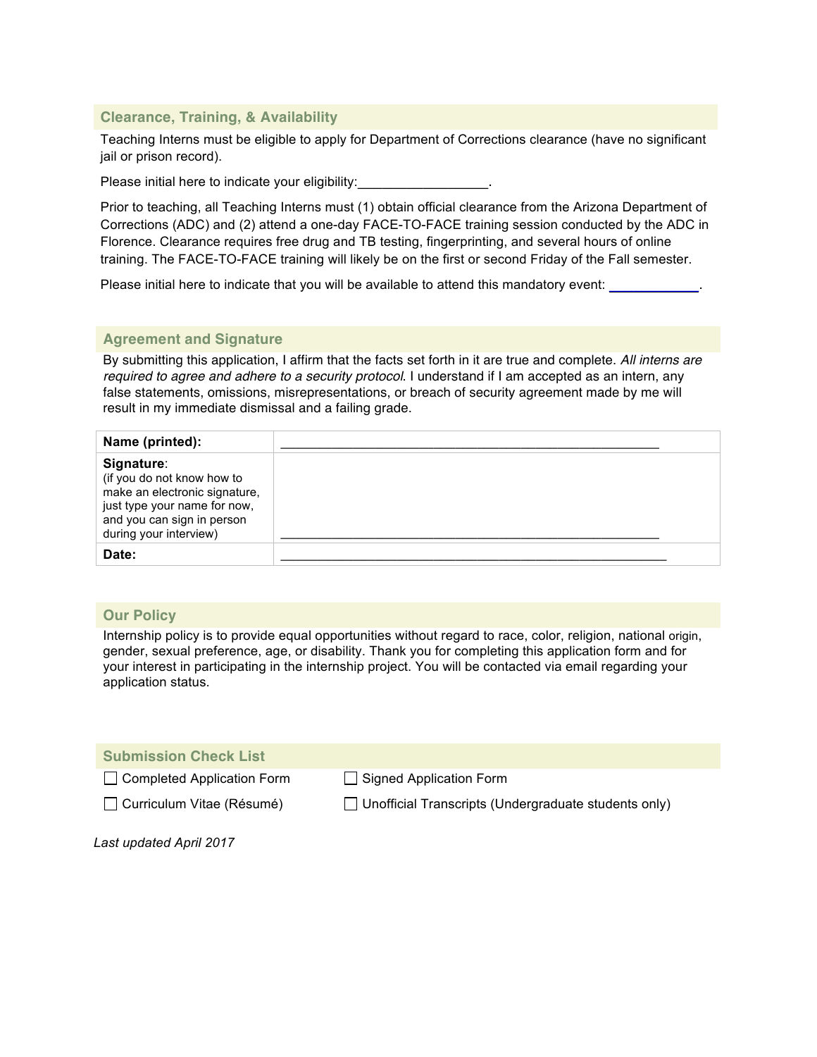## Clearance, Training, & Availability

Teaching Interns must be eligible to apply for Department of Corrections clearance (have no significant jail or prison record).

Please initial here to indicate your eligibility:_________________.

Prior to teaching, all Teaching Interns must (1) obtain official clearance from the Arizona Department of Corrections (ADC) and (2) attend a one-day FACE-TO-FACE training session conducted by the ADC in Florence. Clearance requires free drug and TB testing, fingerprinting, and several hours of online training. The FACE-TO-FACE training will likely be on the first or second Friday of the Fall semester.

Please initial here to indicate that you will be available to attend this mandatory event: ____________.

## Agreement and Signature

By submitting this application, I affirm that the facts set forth in it are true and complete. *All interns are required to agree and adhere to a security protocol.* I understand if I am accepted as an intern, any false statements, omissions, misrepresentations, or breach of security agreement made by me will result in my immediate dismissal and a failing grade.

| | |
|---|---|
| **Name (printed):** | ______________________________________________________ |
| **Signature**: (if you do not know how to make an electronic signature, just type your name for now, and you can sign in person during your interview) | ______________________________________________________ |
| **Date:** | ______________________________________________________ |

## Our Policy

Internship policy is to provide equal opportunities without regard to race, color, religion, national origin, gender, sexual preference, age, or disability. Thank you for completing this application form and for your interest in participating in the internship project. You will be contacted via email regarding your application status.

## Submission Check List

- ☐ Completed Application Form
- ☐ Signed Application Form
- ☐ Curriculum Vitae (Résumé)
- ☐ Unofficial Transcripts (Undergraduate students only)

*Last updated April 2017*